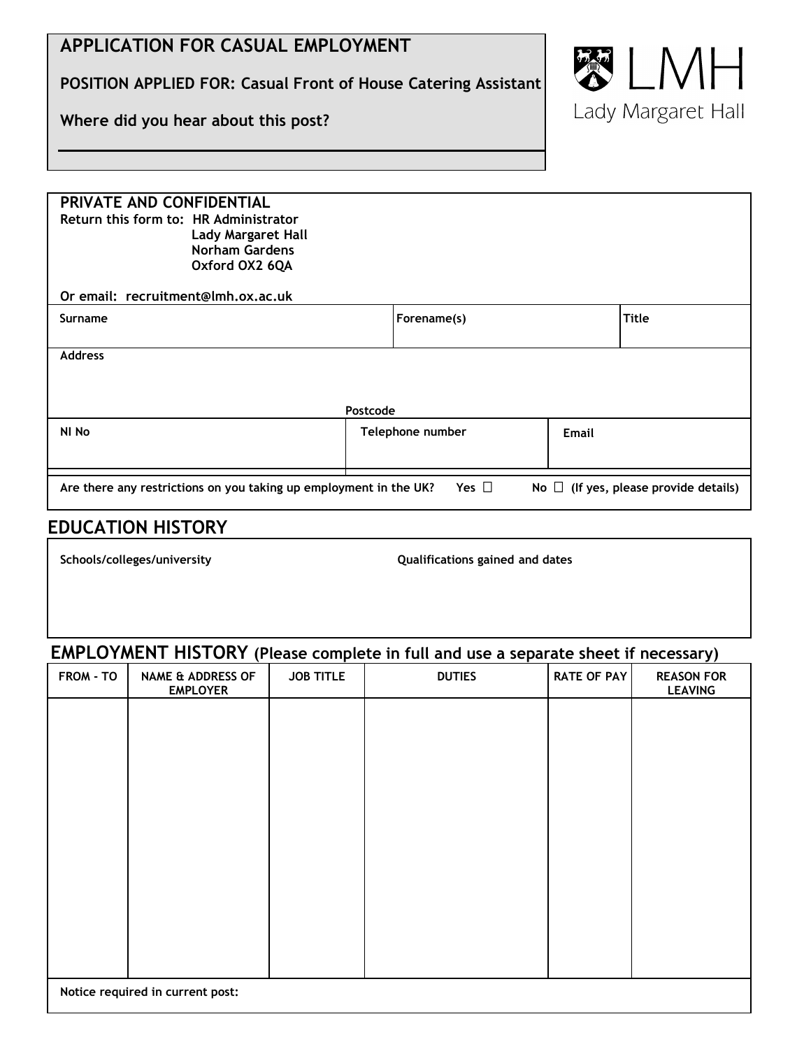# APPLICATION FOR CASUAL EMPLOYMENT

**POSITION APPLIED FOR: Casual Front of House Catering Assistant**

**Where did you hear about this post?**

LMH
Lady Margaret Hall

**PRIVATE AND CONFIDENTIAL**
**Return this form to: HR Administrator**
**Lady Margaret Hall**
**Norham Gardens**
**Oxford OX2 6QA**

**Or email: recruitment@lmh.ox.ac.uk**

| Surname | Forename(s) | Title |
|---|---|---|
| | | |

**Address**

**Postcode**

| NI No | Telephone number | Email |
|---|---|---|
| | | |

**Are there any restrictions on you taking up employment in the UK?** Yes ☐ No ☐ **(If yes, please provide details)**

## EDUCATION HISTORY

| Schools/colleges/university | Qualifications gained and dates |
|---|---|
| | |

## EMPLOYMENT HISTORY (Please complete in full and use a separate sheet if necessary)

| FROM - TO | NAME & ADDRESS OF EMPLOYER | JOB TITLE | DUTIES | RATE OF PAY | REASON FOR LEAVING |
|---|---|---|---|---|---|
| | | | | | |

**Notice required in current post:**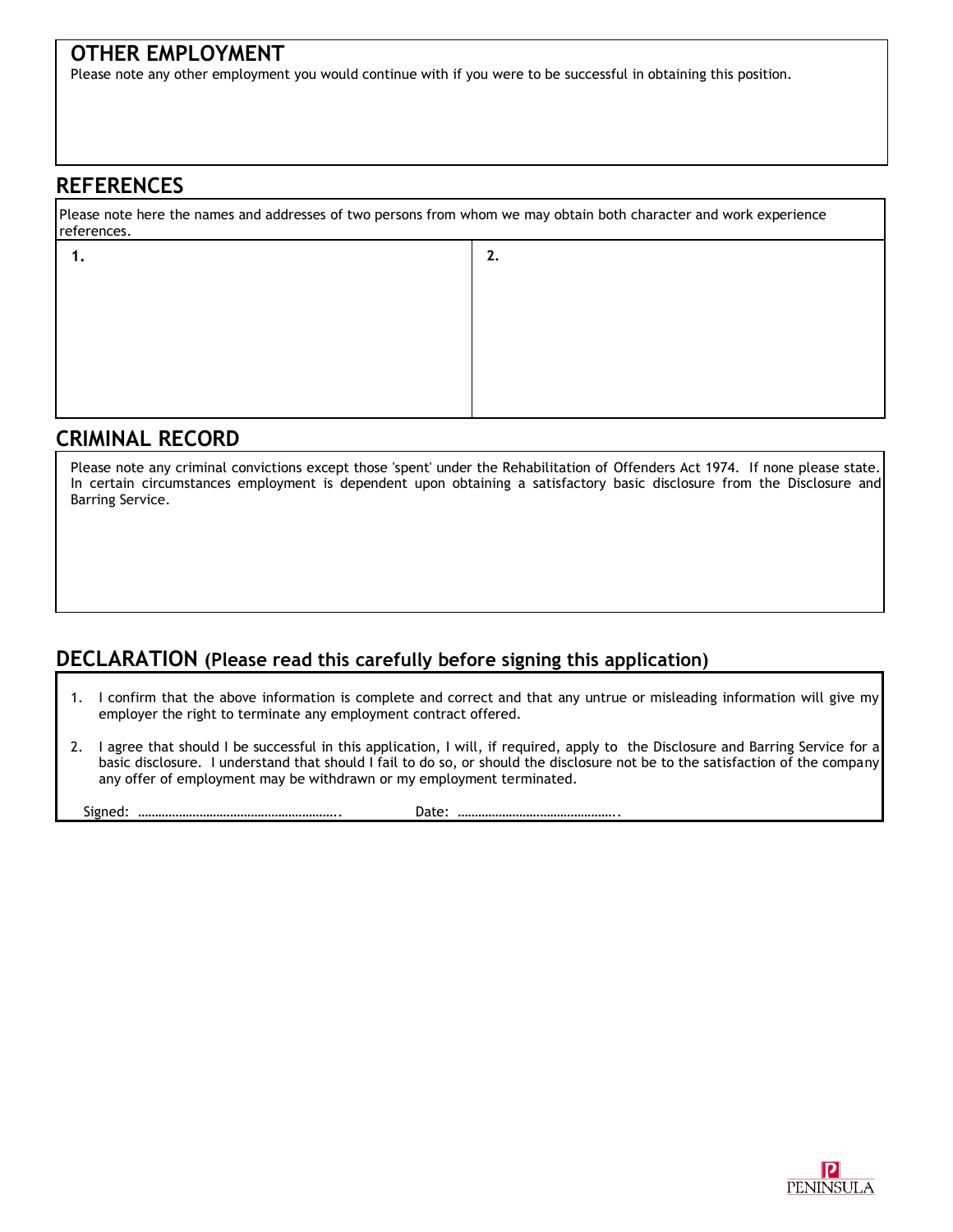## OTHER EMPLOYMENT

Please note any other employment you would continue with if you were to be successful in obtaining this position.

## REFERENCES

Please note here the names and addresses of two persons from whom we may obtain both character and work experience references.

| | |
|---|---|
| 1. | 2. |

## CRIMINAL RECORD

Please note any criminal convictions except those 'spent' under the Rehabilitation of Offenders Act 1974. If none please state. In certain circumstances employment is dependent upon obtaining a satisfactory basic disclosure from the Disclosure and Barring Service.

## DECLARATION (Please read this carefully before signing this application)

1. I confirm that the above information is complete and correct and that any untrue or misleading information will give my employer the right to terminate any employment contract offered.
2. I agree that should I be successful in this application, I will, if required, apply to the Disclosure and Barring Service for a basic disclosure. I understand that should I fail to do so, or should the disclosure not be to the satisfaction of the company any offer of employment may be withdrawn or my employment terminated.

Signed: ………………………………………………….. Date: ………………………………………..

PENINSULA